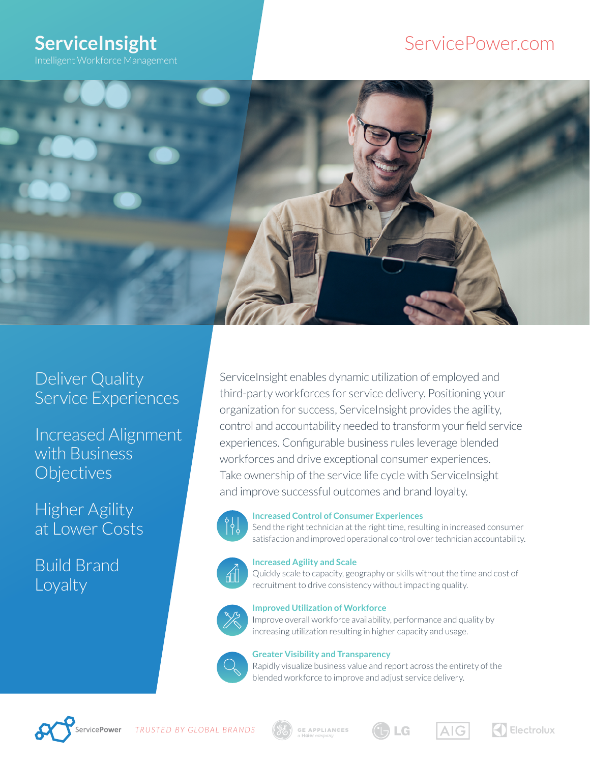# ServiceInsight

Intelligent Workforce Management

ServicePower.com

## Deliver Quality Service Experiences

## Increased Alignment with Business Objectives

## Higher Agility at Lower Costs

## Build Brand Loyalty

ServiceInsight enables dynamic utilization of employed and third-party workforces for service delivery. Positioning your organization for success, ServiceInsight provides the agility, control and accountability needed to transform your field service experiences. Configurable business rules leverage blended workforces and drive exceptional consumer experiences. Take ownership of the service life cycle with ServiceInsight and improve successful outcomes and brand loyalty.

**Increased Control of Consumer Experiences**
Send the right technician at the right time, resulting in increased consumer satisfaction and improved operational control over technician accountability.

**Increased Agility and Scale**
Quickly scale to capacity, geography or skills without the time and cost of recruitment to drive consistency without impacting quality.

**Improved Utilization of Workforce**
Improve overall workforce availability, performance and quality by increasing utilization resulting in higher capacity and usage.

**Greater Visibility and Transparency**
Rapidly visualize business value and report across the entirety of the blended workforce to improve and adjust service delivery.

ServicePower *TRUSTED BY GLOBAL BRANDS* GE APPLIANCES a Haier company | LG | AIG | Electrolux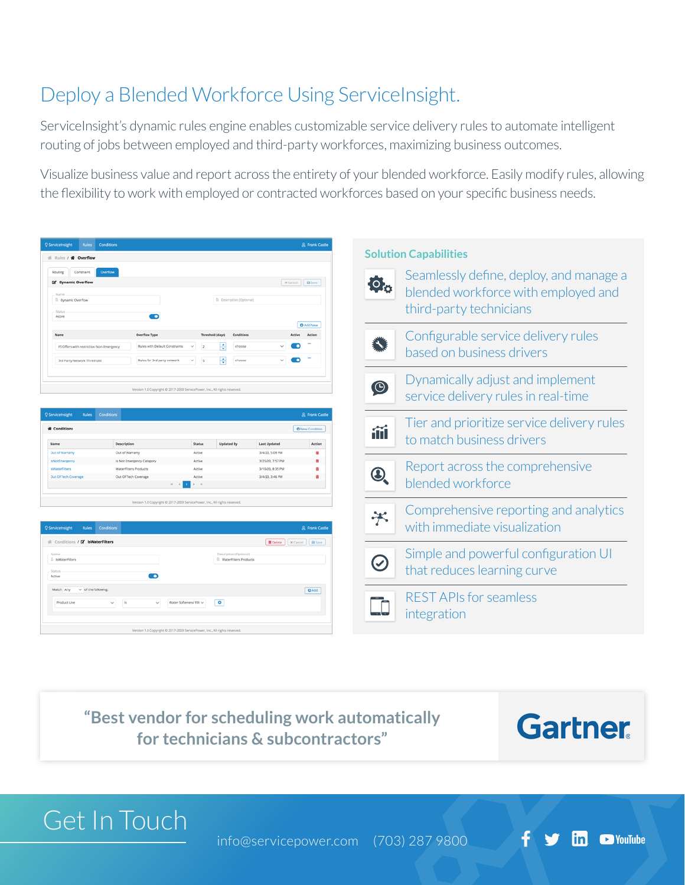# Deploy a Blended Workforce Using ServiceInsight.

ServiceInsight's dynamic rules engine enables customizable service delivery rules to automate intelligent routing of jobs between employed and third-party workforces, maximizing business outcomes.

Visualize business value and report across the entirety of your blended workforce. Easily modify rules, allowing the flexibility to work with employed or contracted workforces based on your specific business needs.

## Solution Capabilities

- Seamlessly define, deploy, and manage a blended workforce with employed and third-party technicians
- Configurable service delivery rules based on business drivers
- Dynamically adjust and implement service delivery rules in real-time
- Tier and prioritize service delivery rules to match business drivers
- Report across the comprehensive blended workforce
- Comprehensive reporting and analytics with immediate visualization
- Simple and powerful configuration UI that reduces learning curve
- REST APIs for seamless integration

> **"Best vendor for scheduling work automatically for technicians & subcontractors"**
>
> — Gartner

## Get In Touch

info@servicepower.com (703) 287 9800